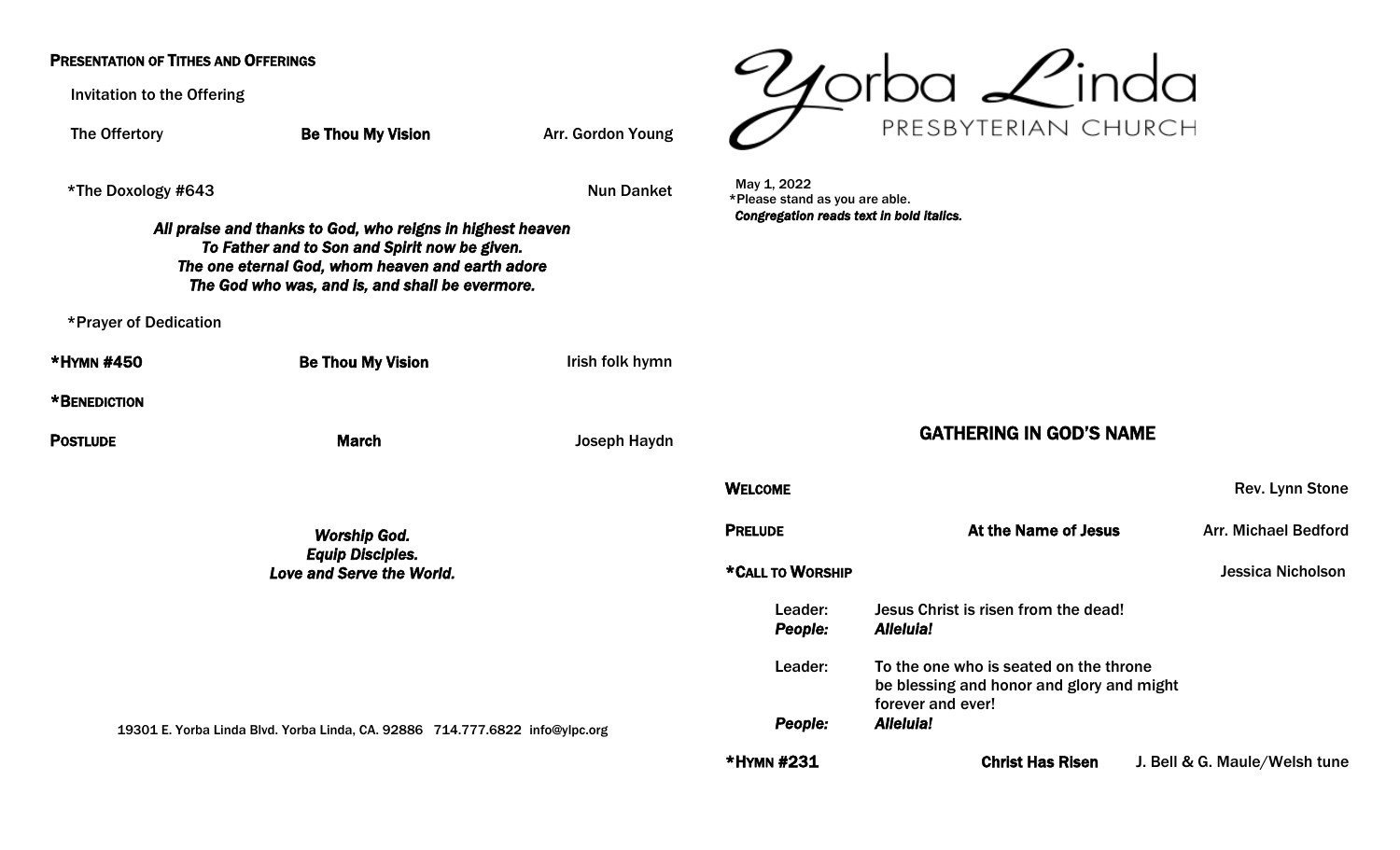**Presentation of Tithes and Offerings**

Invitation to the Offering

The Offertory — **Be Thou My Vision** — Arr. Gordon Young

*The Doxology #643 — Nun Danket

***All praise and thanks to God, who reigns in highest heaven***
***To Father and to Son and Spirit now be given.***
***The one eternal God, whom heaven and earth adore***
***The God who was, and is, and shall be evermore.***

*Prayer of Dedication

**\*Hymn #450** — **Be Thou My Vision** — Irish folk hymn

**\*Benediction**

**Postlude** — **March** — Joseph Haydn

***Worship God.***
***Equip Disciples.***
***Love and Serve the World.***

19301 E. Yorba Linda Blvd. Yorba Linda, CA. 92886 714.777.6822 info@ylpc.org

# Yorba Linda
## PRESBYTERIAN CHURCH

May 1, 2022
*Please stand as you are able.
***Congregation reads text in bold italics.***

## GATHERING IN GOD'S NAME

**Welcome** — Rev. Lynn Stone

**Prelude** — **At the Name of Jesus** — Arr. Michael Bedford

**\*Call to Worship** — Jessica Nicholson

Leader: Jesus Christ is risen from the dead!
***People:*** ***Alleluia!***

Leader: To the one who is seated on the throne be blessing and honor and glory and might forever and ever!
***People:*** ***Alleluia!***

**\*Hymn #231** — **Christ Has Risen** — J. Bell & G. Maule/Welsh tune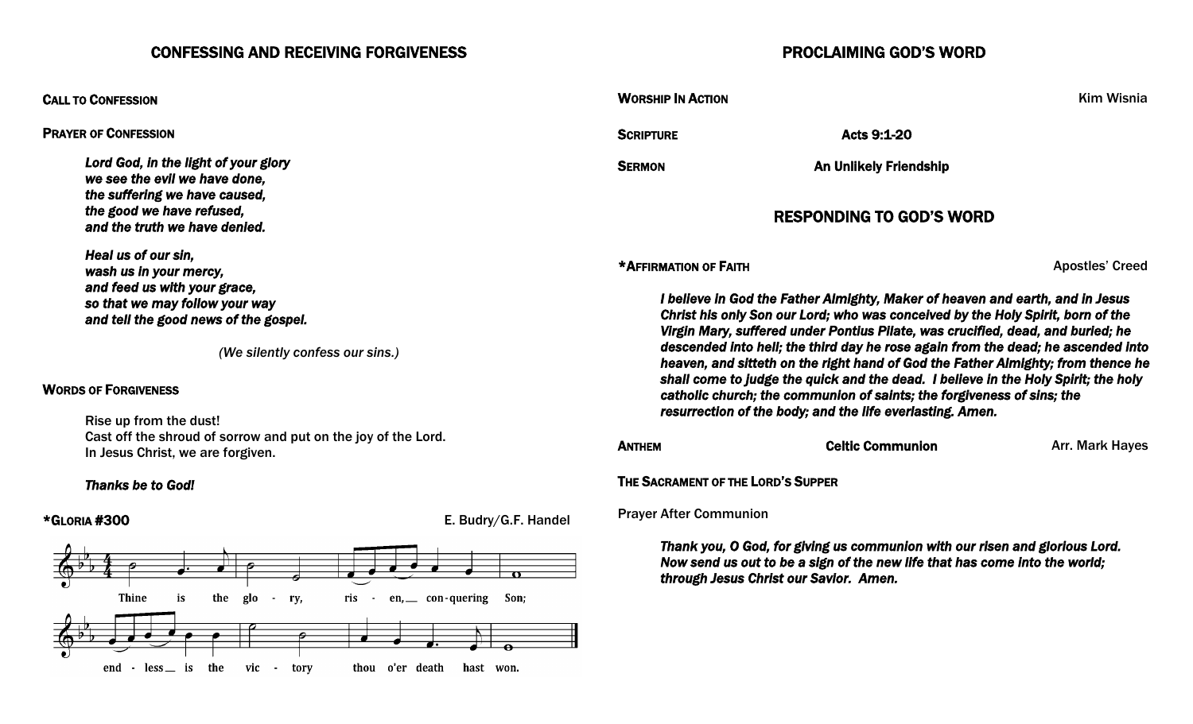## CONFESSING AND RECEIVING FORGIVENESS

**Call to Confession**

**Prayer of Confession**

***Lord God, in the light of your glory***
***we see the evil we have done,***
***the suffering we have caused,***
***the good we have refused,***
***and the truth we have denied.***

***Heal us of our sin,***
***wash us in your mercy,***
***and feed us with your grace,***
***so that we may follow your way***
***and tell the good news of the gospel.***

*(We silently confess our sins.)*

**Words of Forgiveness**

Rise up from the dust!
Cast off the shroud of sorrow and put on the joy of the Lord.
In Jesus Christ, we are forgiven.

***Thanks be to God!***

**\*Gloria #300** — E. Budry/G.F. Handel

Thine is the glo - ry, ris - en, conquering Son;
end - less is the vic - tory thou o'er death hast won.

## PROCLAIMING GOD'S WORD

**Worship In Action** — Kim Wisnia

**Scripture** — **Acts 9:1-20**

**Sermon** — **An Unlikely Friendship**

## RESPONDING TO GOD'S WORD

**\*Affirmation of Faith** — Apostles' Creed

***I believe in God the Father Almighty, Maker of heaven and earth, and in Jesus Christ his only Son our Lord; who was conceived by the Holy Spirit, born of the Virgin Mary, suffered under Pontius Pilate, was crucified, dead, and buried; he descended into hell; the third day he rose again from the dead; he ascended into heaven, and sitteth on the right hand of God the Father Almighty; from thence he shall come to judge the quick and the dead. I believe in the Holy Spirit; the holy catholic church; the communion of saints; the forgiveness of sins; the resurrection of the body; and the life everlasting. Amen.***

**Anthem** — **Celtic Communion** — Arr. Mark Hayes

**The Sacrament of the Lord's Supper**

Prayer After Communion

***Thank you, O God, for giving us communion with our risen and glorious Lord. Now send us out to be a sign of the new life that has come into the world; through Jesus Christ our Savior. Amen.***